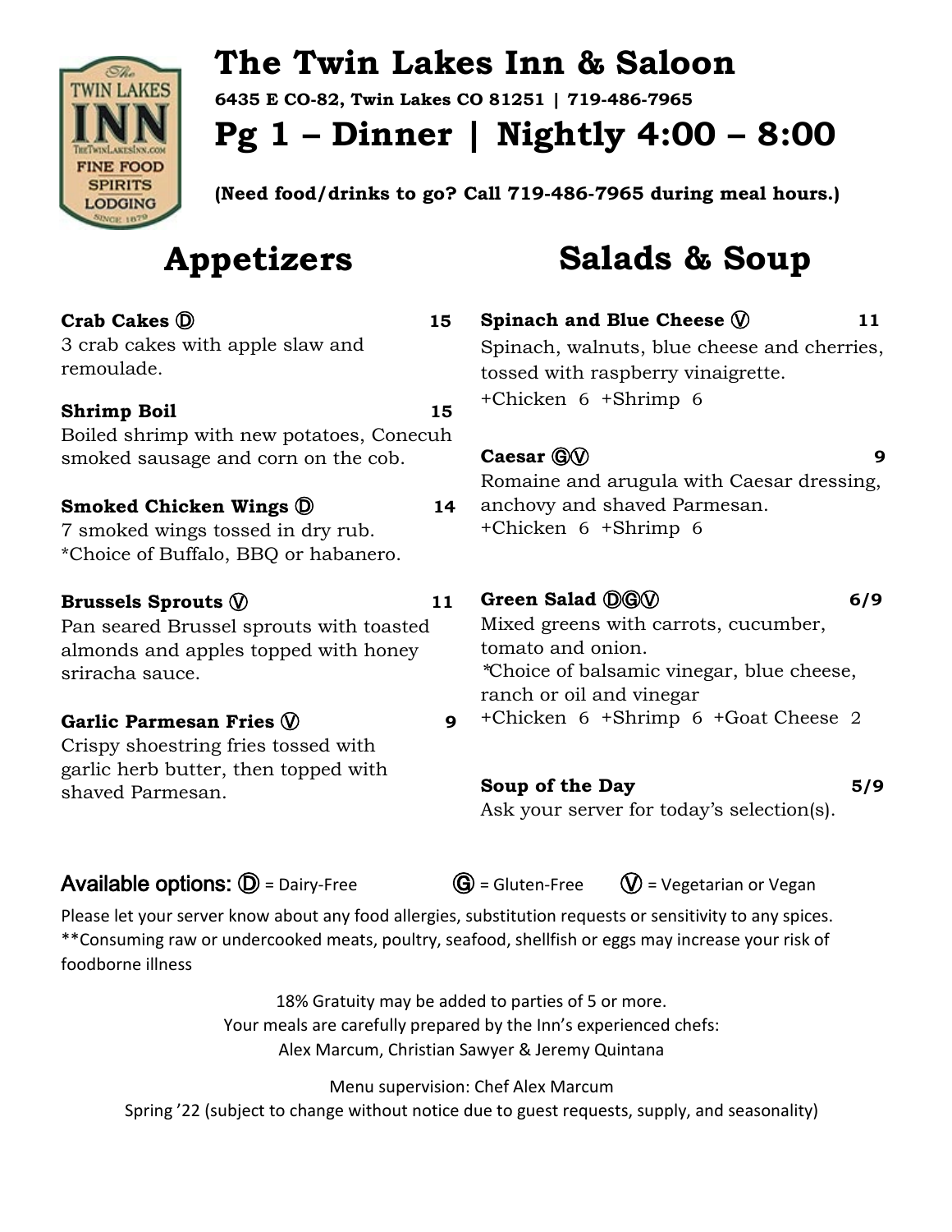# The Twin Lakes Inn & Saloon

**6435 E CO-82, Twin Lakes CO 81251 | 719-486-7965**

# Pg 1 – Dinner | Nightly 4:00 – 8:00

**(Need food/drinks to go? Call 719-486-7965 during meal hours.)**

## Appetizers

**Crab Cakes Ⓓ** **15**
3 crab cakes with apple slaw and remoulade.

**Shrimp Boil** **15**
Boiled shrimp with new potatoes, Conecuh smoked sausage and corn on the cob.

**Smoked Chicken Wings Ⓓ** **14**
7 smoked wings tossed in dry rub.
*Choice of Buffalo, BBQ or habanero.

**Brussels Sprouts Ⓥ** **11**
Pan seared Brussel sprouts with toasted almonds and apples topped with honey sriracha sauce.

**Garlic Parmesan Fries Ⓥ** **9**
Crispy shoestring fries tossed with garlic herb butter, then topped with shaved Parmesan.

## Salads & Soup

**Spinach and Blue Cheese Ⓥ** **11**
Spinach, walnuts, blue cheese and cherries, tossed with raspberry vinaigrette.
+Chicken 6 +Shrimp 6

**Caesar ⒼⓋ** **9**
Romaine and arugula with Caesar dressing, anchovy and shaved Parmesan.
+Chicken 6 +Shrimp 6

**Green Salad ⒹⒼⓋ** **6/9**
Mixed greens with carrots, cucumber, tomato and onion.
*Choice of balsamic vinegar, blue cheese, ranch or oil and vinegar
+Chicken 6 +Shrimp 6 +Goat Cheese 2

**Soup of the Day** **5/9**
Ask your server for today's selection(s).

**Available options:** Ⓓ = Dairy-Free Ⓖ = Gluten-Free Ⓥ = Vegetarian or Vegan

Please let your server know about any food allergies, substitution requests or sensitivity to any spices.
**Consuming raw or undercooked meats, poultry, seafood, shellfish or eggs may increase your risk of foodborne illness

18% Gratuity may be added to parties of 5 or more.
Your meals are carefully prepared by the Inn's experienced chefs:
Alex Marcum, Christian Sawyer & Jeremy Quintana

Menu supervision: Chef Alex Marcum
Spring '22 (subject to change without notice due to guest requests, supply, and seasonality)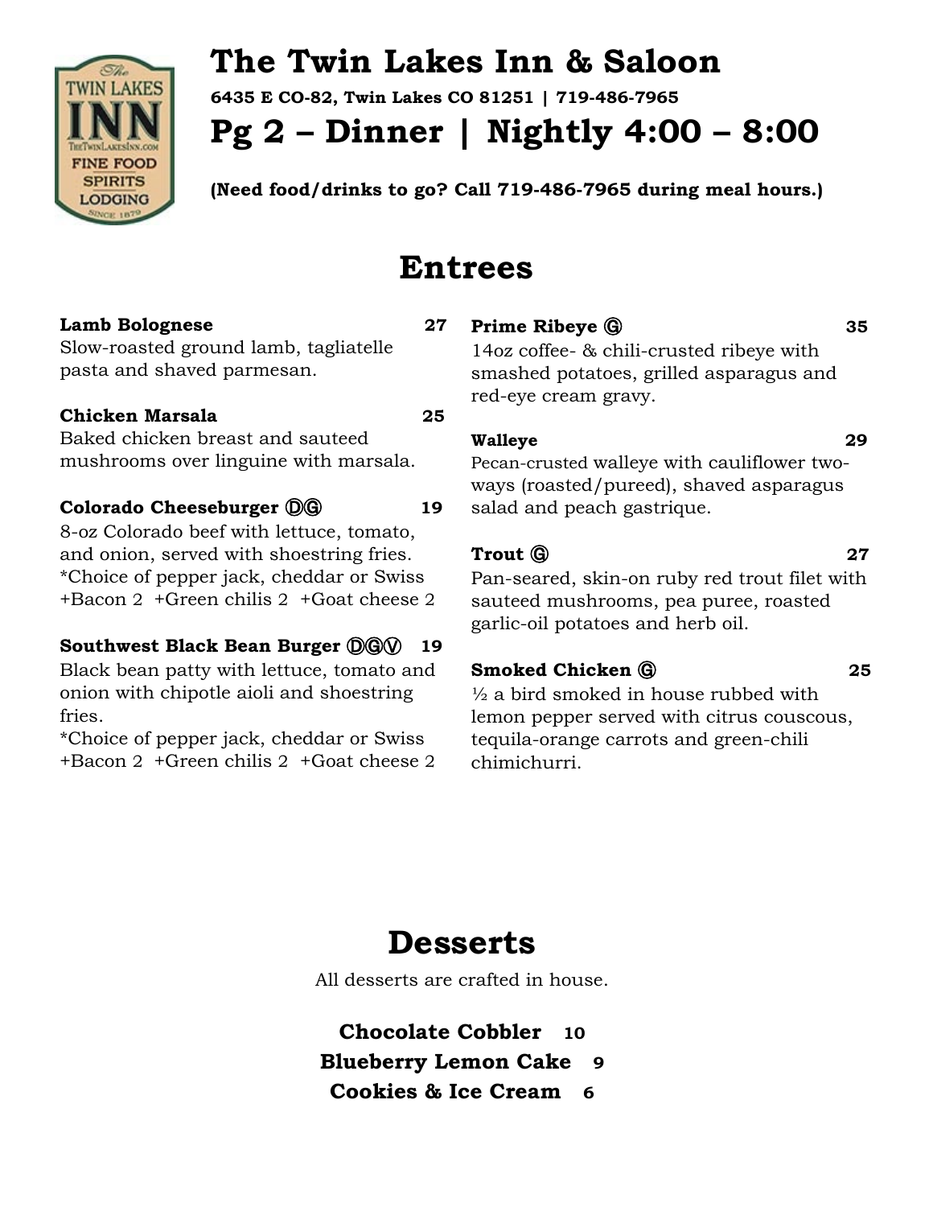# The Twin Lakes Inn & Saloon

**6435 E CO-82, Twin Lakes CO 81251 | 719-486-7965**

## Pg 2 – Dinner | Nightly 4:00 – 8:00

**(Need food/drinks to go? Call 719-486-7965 during meal hours.)**

## Entrees

**Lamb Bolognese** **27**
Slow-roasted ground lamb, tagliatelle pasta and shaved parmesan.

**Chicken Marsala** **25**
Baked chicken breast and sauteed mushrooms over linguine with marsala.

**Colorado Cheeseburger ⒹⒼ** **19**
8-oz Colorado beef with lettuce, tomato, and onion, served with shoestring fries.
*Choice of pepper jack, cheddar or Swiss
+Bacon 2 +Green chilis 2 +Goat cheese 2

**Southwest Black Bean Burger ⒹⒼⓋ** **19**
Black bean patty with lettuce, tomato and onion with chipotle aioli and shoestring fries.
*Choice of pepper jack, cheddar or Swiss
+Bacon 2 +Green chilis 2 +Goat cheese 2

**Prime Ribeye Ⓖ** **35**
14oz coffee- & chili-crusted ribeye with smashed potatoes, grilled asparagus and red-eye cream gravy.

**Walleye** **29**
Pecan-crusted walleye with cauliflower two-ways (roasted/pureed), shaved asparagus salad and peach gastrique.

**Trout Ⓖ** **27**
Pan-seared, skin-on ruby red trout filet with sauteed mushrooms, pea puree, roasted garlic-oil potatoes and herb oil.

**Smoked Chicken Ⓖ** **25**
½ a bird smoked in house rubbed with lemon pepper served with citrus couscous, tequila-orange carrots and green-chili chimichurri.

## Desserts

All desserts are crafted in house.

**Chocolate Cobbler** **10**
**Blueberry Lemon Cake** **9**
**Cookies & Ice Cream** **6**